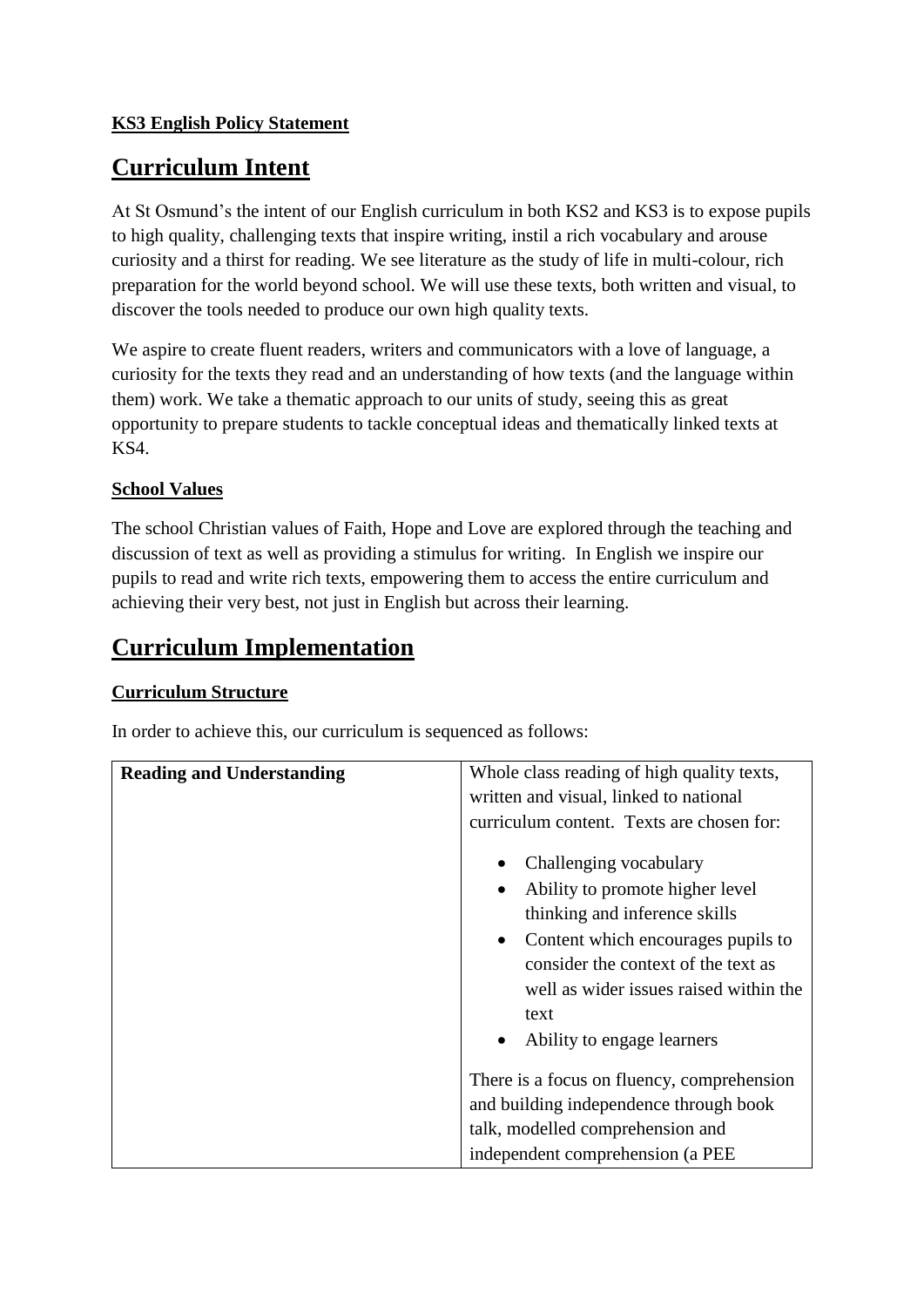**KS3 English Policy Statement**

# Curriculum Intent

At St Osmund's the intent of our English curriculum in both KS2 and KS3 is to expose pupils to high quality, challenging texts that inspire writing, instil a rich vocabulary and arouse curiosity and a thirst for reading. We see literature as the study of life in multi-colour, rich preparation for the world beyond school. We will use these texts, both written and visual, to discover the tools needed to produce our own high quality texts.

We aspire to create fluent readers, writers and communicators with a love of language, a curiosity for the texts they read and an understanding of how texts (and the language within them) work. We take a thematic approach to our units of study, seeing this as great opportunity to prepare students to tackle conceptual ideas and thematically linked texts at KS4.

**School Values**

The school Christian values of Faith, Hope and Love are explored through the teaching and discussion of text as well as providing a stimulus for writing. In English we inspire our pupils to read and write rich texts, empowering them to access the entire curriculum and achieving their very best, not just in English but across their learning.

# Curriculum Implementation

**Curriculum Structure**

In order to achieve this, our curriculum is sequenced as follows:

| | |
|---|---|
| **Reading and Understanding** | Whole class reading of high quality texts, written and visual, linked to national curriculum content. Texts are chosen for:<br>• Challenging vocabulary<br>• Ability to promote higher level thinking and inference skills<br>• Content which encourages pupils to consider the context of the text as well as wider issues raised within the text<br>• Ability to engage learners<br><br>There is a focus on fluency, comprehension and building independence through book talk, modelled comprehension and independent comprehension (a PEE |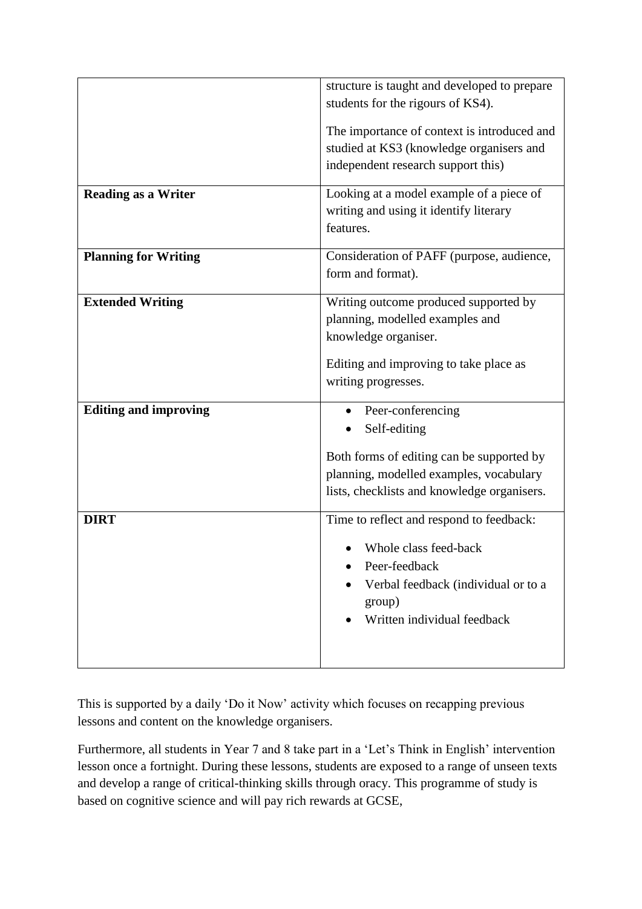| | |
|---|---|
| | structure is taught and developed to prepare students for the rigours of KS4).<br><br>The importance of context is introduced and studied at KS3 (knowledge organisers and independent research support this) |
| **Reading as a Writer** | Looking at a model example of a piece of writing and using it identify literary features. |
| **Planning for Writing** | Consideration of PAFF (purpose, audience, form and format). |
| **Extended Writing** | Writing outcome produced supported by planning, modelled examples and knowledge organiser.<br><br>Editing and improving to take place as writing progresses. |
| **Editing and improving** | • Peer-conferencing<br>• Self-editing<br><br>Both forms of editing can be supported by planning, modelled examples, vocabulary lists, checklists and knowledge organisers. |
| **DIRT** | Time to reflect and respond to feedback:<br><br>• Whole class feed-back<br>• Peer-feedback<br>• Verbal feedback (individual or to a group)<br>• Written individual feedback |

This is supported by a daily 'Do it Now' activity which focuses on recapping previous lessons and content on the knowledge organisers.

Furthermore, all students in Year 7 and 8 take part in a 'Let's Think in English' intervention lesson once a fortnight. During these lessons, students are exposed to a range of unseen texts and develop a range of critical-thinking skills through oracy. This programme of study is based on cognitive science and will pay rich rewards at GCSE,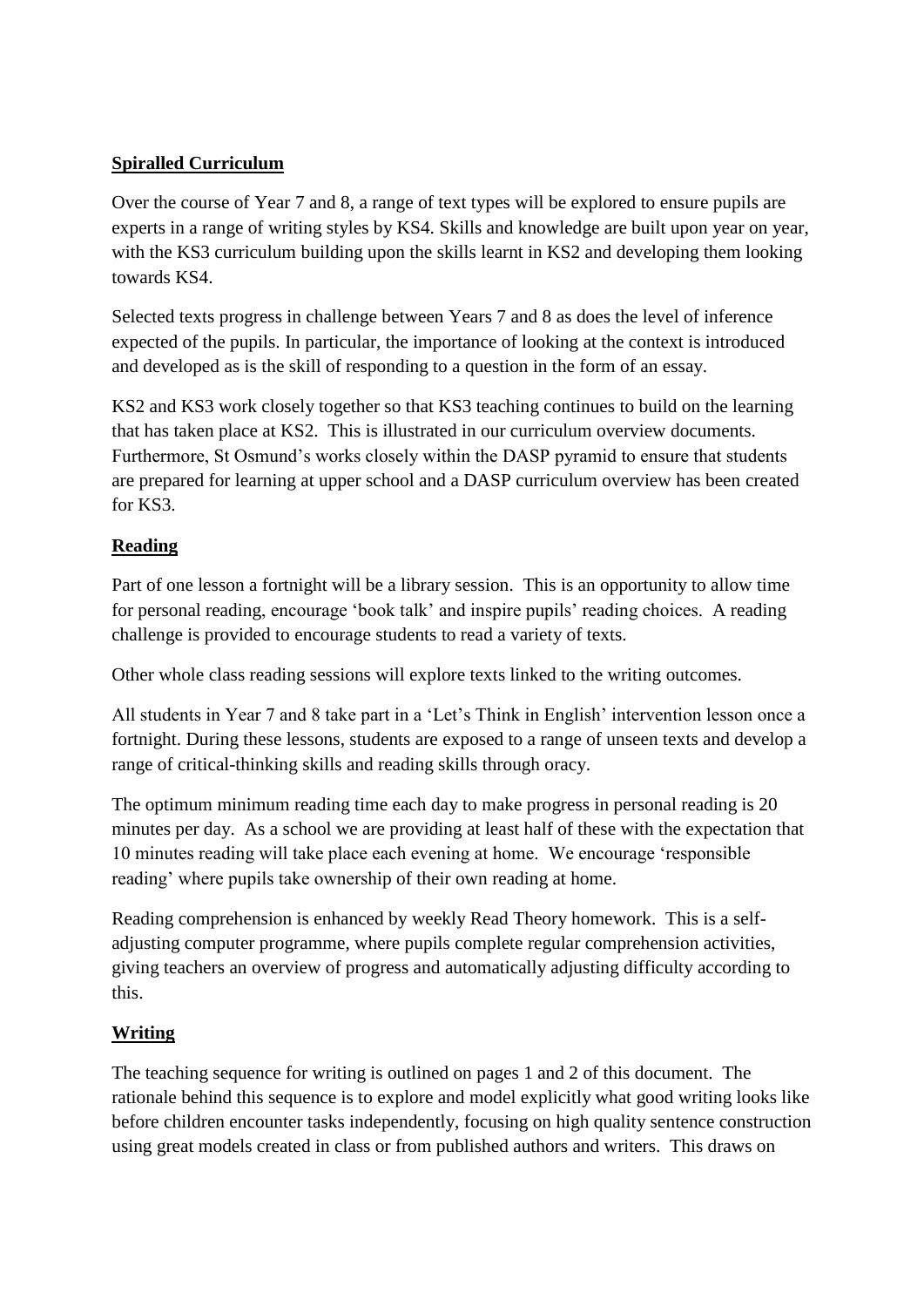## **Spiralled Curriculum**

Over the course of Year 7 and 8, a range of text types will be explored to ensure pupils are experts in a range of writing styles by KS4. Skills and knowledge are built upon year on year, with the KS3 curriculum building upon the skills learnt in KS2 and developing them looking towards KS4.

Selected texts progress in challenge between Years 7 and 8 as does the level of inference expected of the pupils. In particular, the importance of looking at the context is introduced and developed as is the skill of responding to a question in the form of an essay.

KS2 and KS3 work closely together so that KS3 teaching continues to build on the learning that has taken place at KS2. This is illustrated in our curriculum overview documents. Furthermore, St Osmund's works closely within the DASP pyramid to ensure that students are prepared for learning at upper school and a DASP curriculum overview has been created for KS3.

## **Reading**

Part of one lesson a fortnight will be a library session. This is an opportunity to allow time for personal reading, encourage 'book talk' and inspire pupils' reading choices. A reading challenge is provided to encourage students to read a variety of texts.

Other whole class reading sessions will explore texts linked to the writing outcomes.

All students in Year 7 and 8 take part in a 'Let's Think in English' intervention lesson once a fortnight. During these lessons, students are exposed to a range of unseen texts and develop a range of critical-thinking skills and reading skills through oracy.

The optimum minimum reading time each day to make progress in personal reading is 20 minutes per day. As a school we are providing at least half of these with the expectation that 10 minutes reading will take place each evening at home. We encourage 'responsible reading' where pupils take ownership of their own reading at home.

Reading comprehension is enhanced by weekly Read Theory homework. This is a self-adjusting computer programme, where pupils complete regular comprehension activities, giving teachers an overview of progress and automatically adjusting difficulty according to this.

## **Writing**

The teaching sequence for writing is outlined on pages 1 and 2 of this document. The rationale behind this sequence is to explore and model explicitly what good writing looks like before children encounter tasks independently, focusing on high quality sentence construction using great models created in class or from published authors and writers. This draws on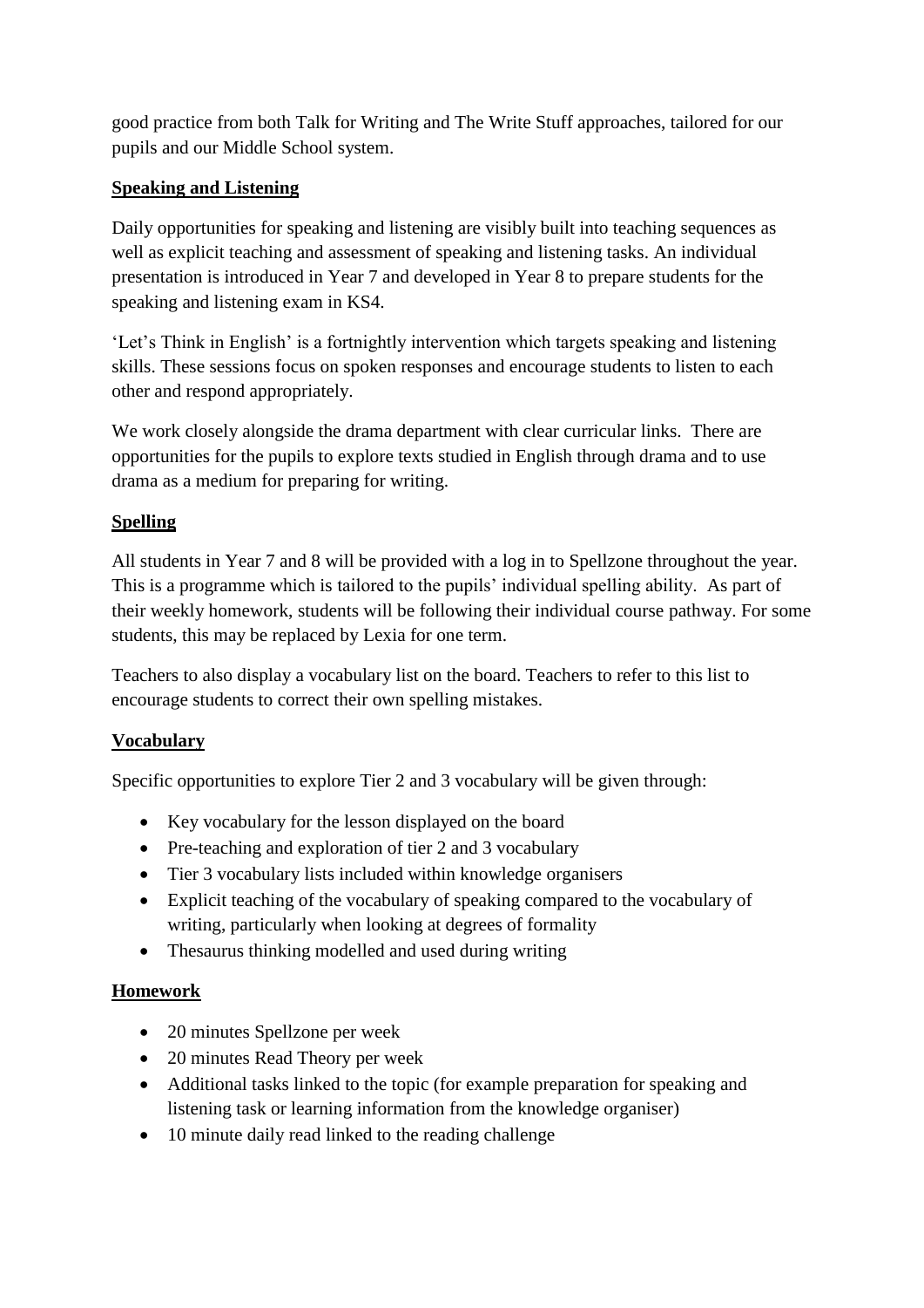good practice from both Talk for Writing and The Write Stuff approaches, tailored for our pupils and our Middle School system.

## Speaking and Listening

Daily opportunities for speaking and listening are visibly built into teaching sequences as well as explicit teaching and assessment of speaking and listening tasks. An individual presentation is introduced in Year 7 and developed in Year 8 to prepare students for the speaking and listening exam in KS4.

'Let's Think in English' is a fortnightly intervention which targets speaking and listening skills. These sessions focus on spoken responses and encourage students to listen to each other and respond appropriately.

We work closely alongside the drama department with clear curricular links. There are opportunities for the pupils to explore texts studied in English through drama and to use drama as a medium for preparing for writing.

## Spelling

All students in Year 7 and 8 will be provided with a log in to Spellzone throughout the year. This is a programme which is tailored to the pupils' individual spelling ability. As part of their weekly homework, students will be following their individual course pathway. For some students, this may be replaced by Lexia for one term.

Teachers to also display a vocabulary list on the board. Teachers to refer to this list to encourage students to correct their own spelling mistakes.

## Vocabulary

Specific opportunities to explore Tier 2 and 3 vocabulary will be given through:

- Key vocabulary for the lesson displayed on the board
- Pre-teaching and exploration of tier 2 and 3 vocabulary
- Tier 3 vocabulary lists included within knowledge organisers
- Explicit teaching of the vocabulary of speaking compared to the vocabulary of writing, particularly when looking at degrees of formality
- Thesaurus thinking modelled and used during writing

## Homework

- 20 minutes Spellzone per week
- 20 minutes Read Theory per week
- Additional tasks linked to the topic (for example preparation for speaking and listening task or learning information from the knowledge organiser)
- 10 minute daily read linked to the reading challenge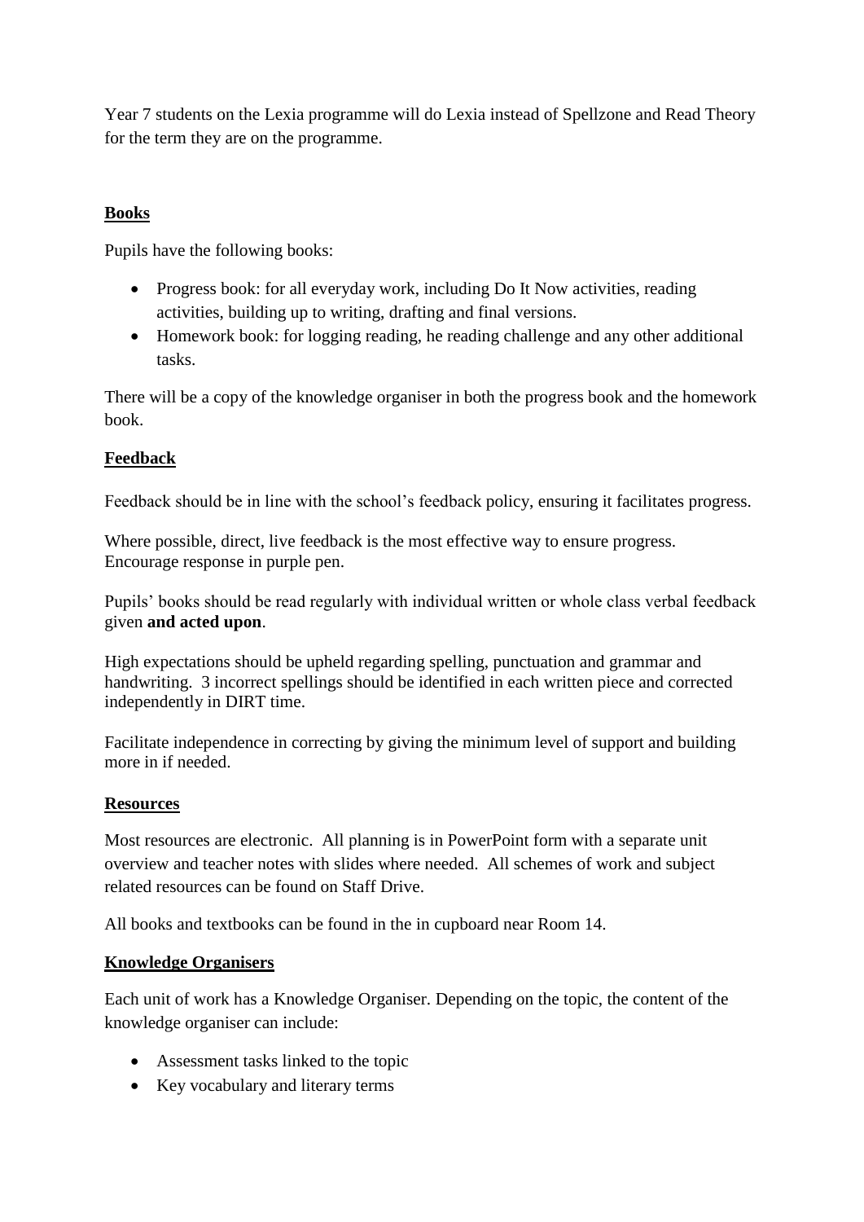Year 7 students on the Lexia programme will do Lexia instead of Spellzone and Read Theory for the term they are on the programme.

## Books

Pupils have the following books:

- Progress book: for all everyday work, including Do It Now activities, reading activities, building up to writing, drafting and final versions.
- Homework book: for logging reading, he reading challenge and any other additional tasks.

There will be a copy of the knowledge organiser in both the progress book and the homework book.

## Feedback

Feedback should be in line with the school's feedback policy, ensuring it facilitates progress.

Where possible, direct, live feedback is the most effective way to ensure progress. Encourage response in purple pen.

Pupils' books should be read regularly with individual written or whole class verbal feedback given **and acted upon**.

High expectations should be upheld regarding spelling, punctuation and grammar and handwriting. 3 incorrect spellings should be identified in each written piece and corrected independently in DIRT time.

Facilitate independence in correcting by giving the minimum level of support and building more in if needed.

## Resources

Most resources are electronic. All planning is in PowerPoint form with a separate unit overview and teacher notes with slides where needed. All schemes of work and subject related resources can be found on Staff Drive.

All books and textbooks can be found in the in cupboard near Room 14.

## Knowledge Organisers

Each unit of work has a Knowledge Organiser. Depending on the topic, the content of the knowledge organiser can include:

- Assessment tasks linked to the topic
- Key vocabulary and literary terms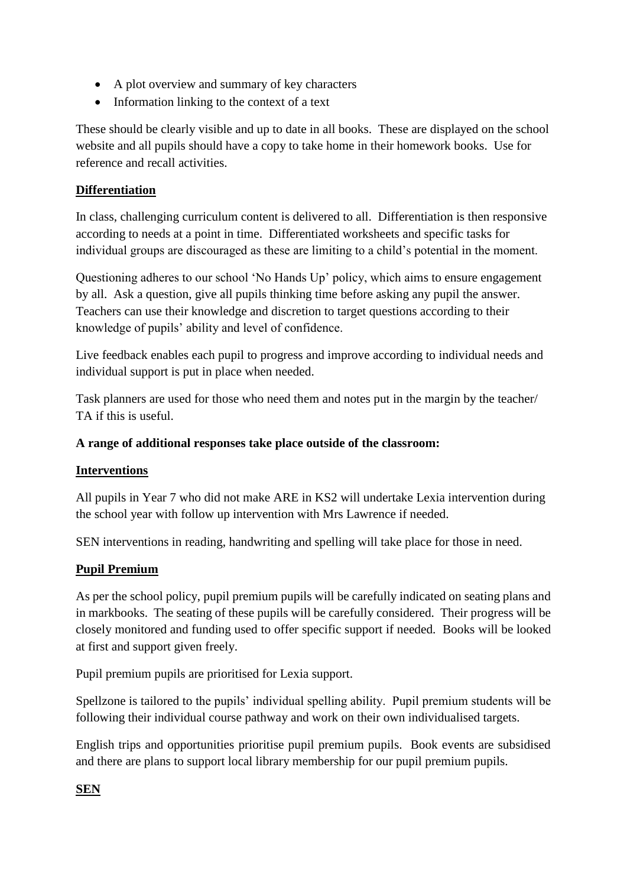- A plot overview and summary of key characters
- Information linking to the context of a text

These should be clearly visible and up to date in all books. These are displayed on the school website and all pupils should have a copy to take home in their homework books. Use for reference and recall activities.

**Differentiation**

In class, challenging curriculum content is delivered to all. Differentiation is then responsive according to needs at a point in time. Differentiated worksheets and specific tasks for individual groups are discouraged as these are limiting to a child's potential in the moment.

Questioning adheres to our school 'No Hands Up' policy, which aims to ensure engagement by all. Ask a question, give all pupils thinking time before asking any pupil the answer. Teachers can use their knowledge and discretion to target questions according to their knowledge of pupils' ability and level of confidence.

Live feedback enables each pupil to progress and improve according to individual needs and individual support is put in place when needed.

Task planners are used for those who need them and notes put in the margin by the teacher/ TA if this is useful.

**A range of additional responses take place outside of the classroom:**

**Interventions**

All pupils in Year 7 who did not make ARE in KS2 will undertake Lexia intervention during the school year with follow up intervention with Mrs Lawrence if needed.

SEN interventions in reading, handwriting and spelling will take place for those in need.

**Pupil Premium**

As per the school policy, pupil premium pupils will be carefully indicated on seating plans and in markbooks. The seating of these pupils will be carefully considered. Their progress will be closely monitored and funding used to offer specific support if needed. Books will be looked at first and support given freely.

Pupil premium pupils are prioritised for Lexia support.

Spellzone is tailored to the pupils' individual spelling ability. Pupil premium students will be following their individual course pathway and work on their own individualised targets.

English trips and opportunities prioritise pupil premium pupils. Book events are subsidised and there are plans to support local library membership for our pupil premium pupils.

**SEN**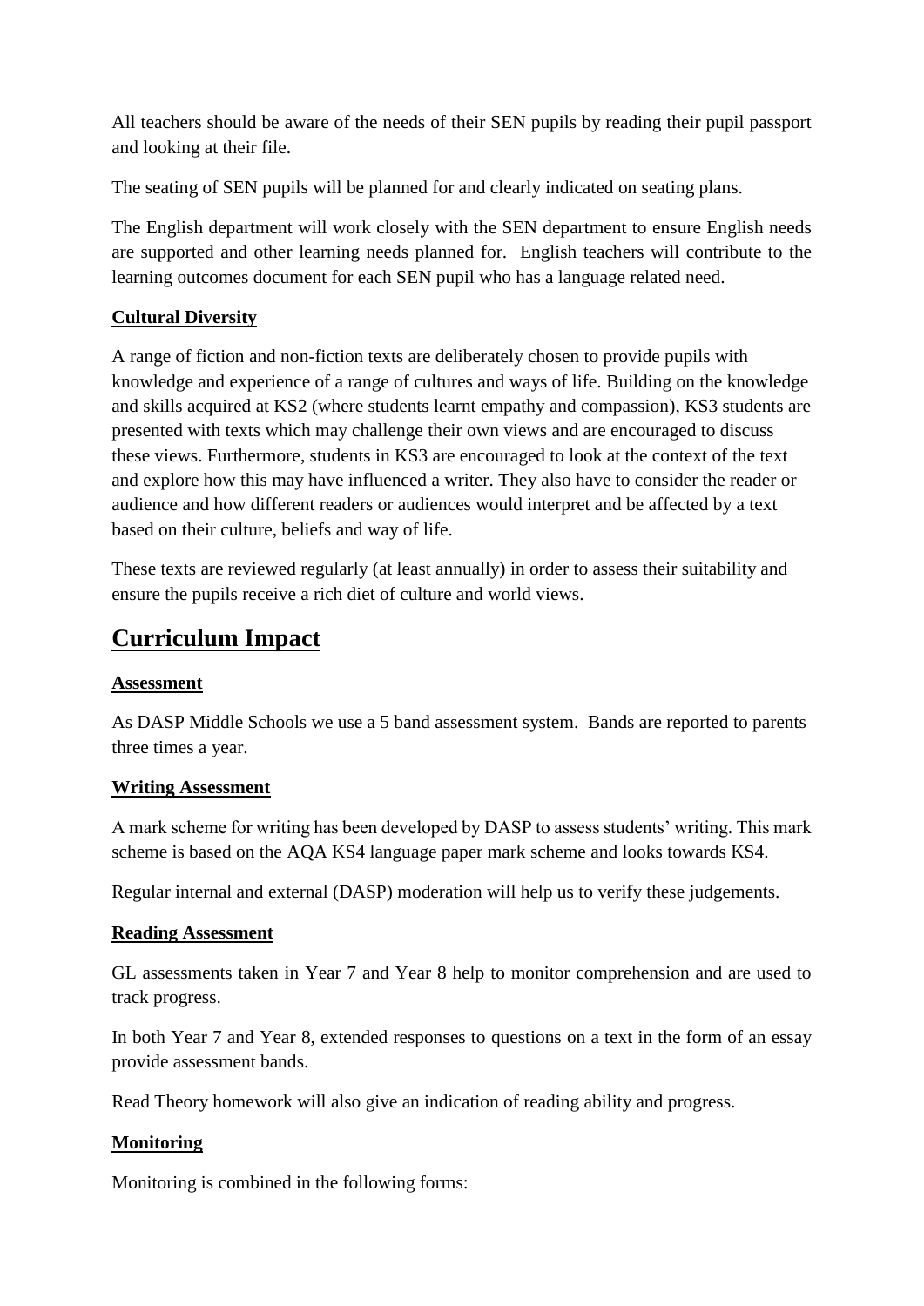All teachers should be aware of the needs of their SEN pupils by reading their pupil passport and looking at their file.

The seating of SEN pupils will be planned for and clearly indicated on seating plans.

The English department will work closely with the SEN department to ensure English needs are supported and other learning needs planned for. English teachers will contribute to the learning outcomes document for each SEN pupil who has a language related need.

**Cultural Diversity**

A range of fiction and non-fiction texts are deliberately chosen to provide pupils with knowledge and experience of a range of cultures and ways of life. Building on the knowledge and skills acquired at KS2 (where students learnt empathy and compassion), KS3 students are presented with texts which may challenge their own views and are encouraged to discuss these views. Furthermore, students in KS3 are encouraged to look at the context of the text and explore how this may have influenced a writer. They also have to consider the reader or audience and how different readers or audiences would interpret and be affected by a text based on their culture, beliefs and way of life.

These texts are reviewed regularly (at least annually) in order to assess their suitability and ensure the pupils receive a rich diet of culture and world views.

# Curriculum Impact

**Assessment**

As DASP Middle Schools we use a 5 band assessment system. Bands are reported to parents three times a year.

**Writing Assessment**

A mark scheme for writing has been developed by DASP to assess students' writing. This mark scheme is based on the AQA KS4 language paper mark scheme and looks towards KS4.

Regular internal and external (DASP) moderation will help us to verify these judgements.

**Reading Assessment**

GL assessments taken in Year 7 and Year 8 help to monitor comprehension and are used to track progress.

In both Year 7 and Year 8, extended responses to questions on a text in the form of an essay provide assessment bands.

Read Theory homework will also give an indication of reading ability and progress.

**Monitoring**

Monitoring is combined in the following forms: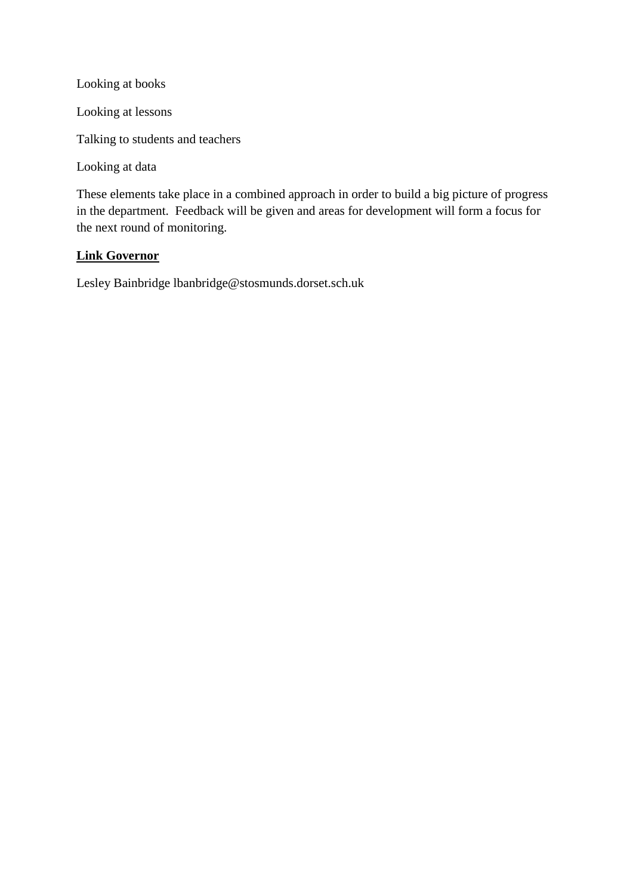Looking at books

Looking at lessons

Talking to students and teachers

Looking at data

These elements take place in a combined approach in order to build a big picture of progress in the department.  Feedback will be given and areas for development will form a focus for the next round of monitoring.

**Link Governor**

Lesley Bainbridge lbanbridge@stosmunds.dorset.sch.uk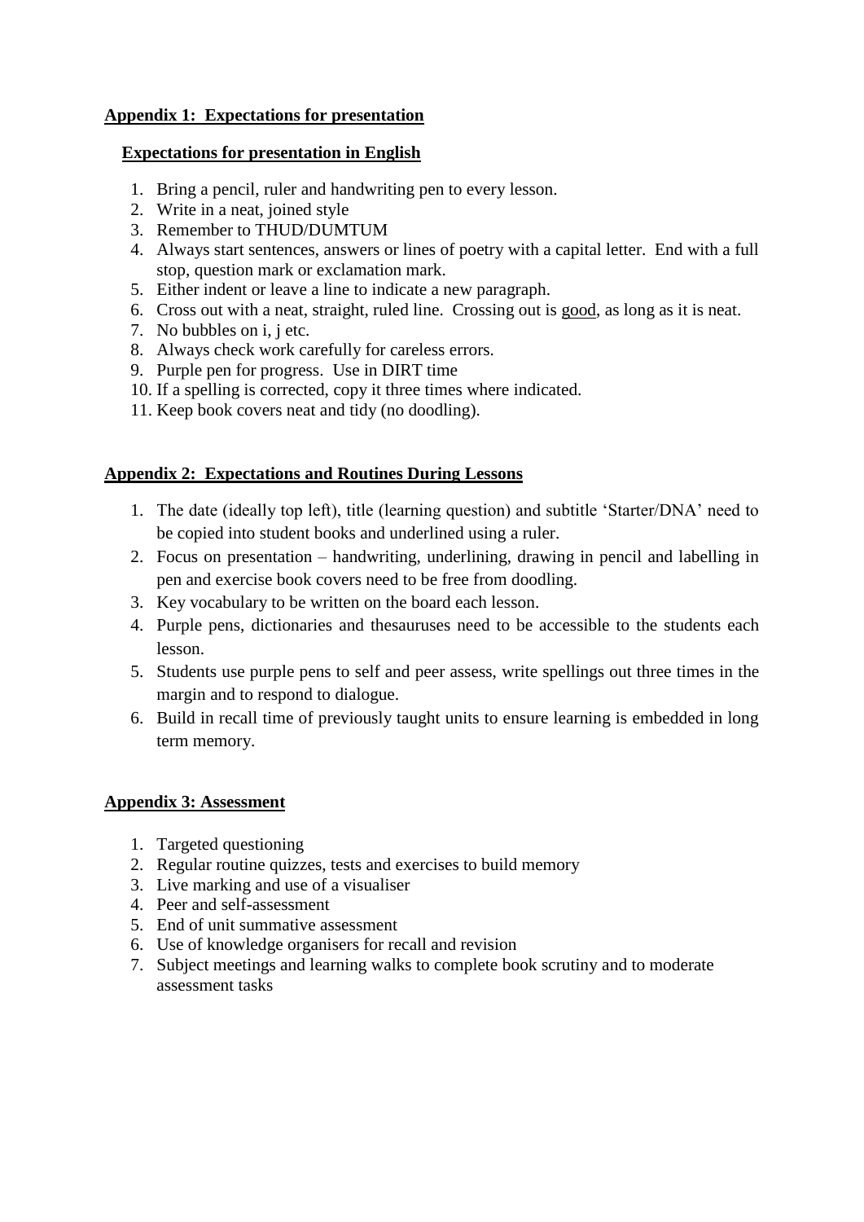## Appendix 1: Expectations for presentation

### Expectations for presentation in English

1. Bring a pencil, ruler and handwriting pen to every lesson.
2. Write in a neat, joined style
3. Remember to THUD/DUMTUM
4. Always start sentences, answers or lines of poetry with a capital letter. End with a full stop, question mark or exclamation mark.
5. Either indent or leave a line to indicate a new paragraph.
6. Cross out with a neat, straight, ruled line. Crossing out is good, as long as it is neat.
7. No bubbles on i, j etc.
8. Always check work carefully for careless errors.
9. Purple pen for progress. Use in DIRT time
10. If a spelling is corrected, copy it three times where indicated.
11. Keep book covers neat and tidy (no doodling).

## Appendix 2: Expectations and Routines During Lessons

1. The date (ideally top left), title (learning question) and subtitle 'Starter/DNA' need to be copied into student books and underlined using a ruler.
2. Focus on presentation – handwriting, underlining, drawing in pencil and labelling in pen and exercise book covers need to be free from doodling.
3. Key vocabulary to be written on the board each lesson.
4. Purple pens, dictionaries and thesauruses need to be accessible to the students each lesson.
5. Students use purple pens to self and peer assess, write spellings out three times in the margin and to respond to dialogue.
6. Build in recall time of previously taught units to ensure learning is embedded in long term memory.

## Appendix 3: Assessment

1. Targeted questioning
2. Regular routine quizzes, tests and exercises to build memory
3. Live marking and use of a visualiser
4. Peer and self-assessment
5. End of unit summative assessment
6. Use of knowledge organisers for recall and revision
7. Subject meetings and learning walks to complete book scrutiny and to moderate assessment tasks